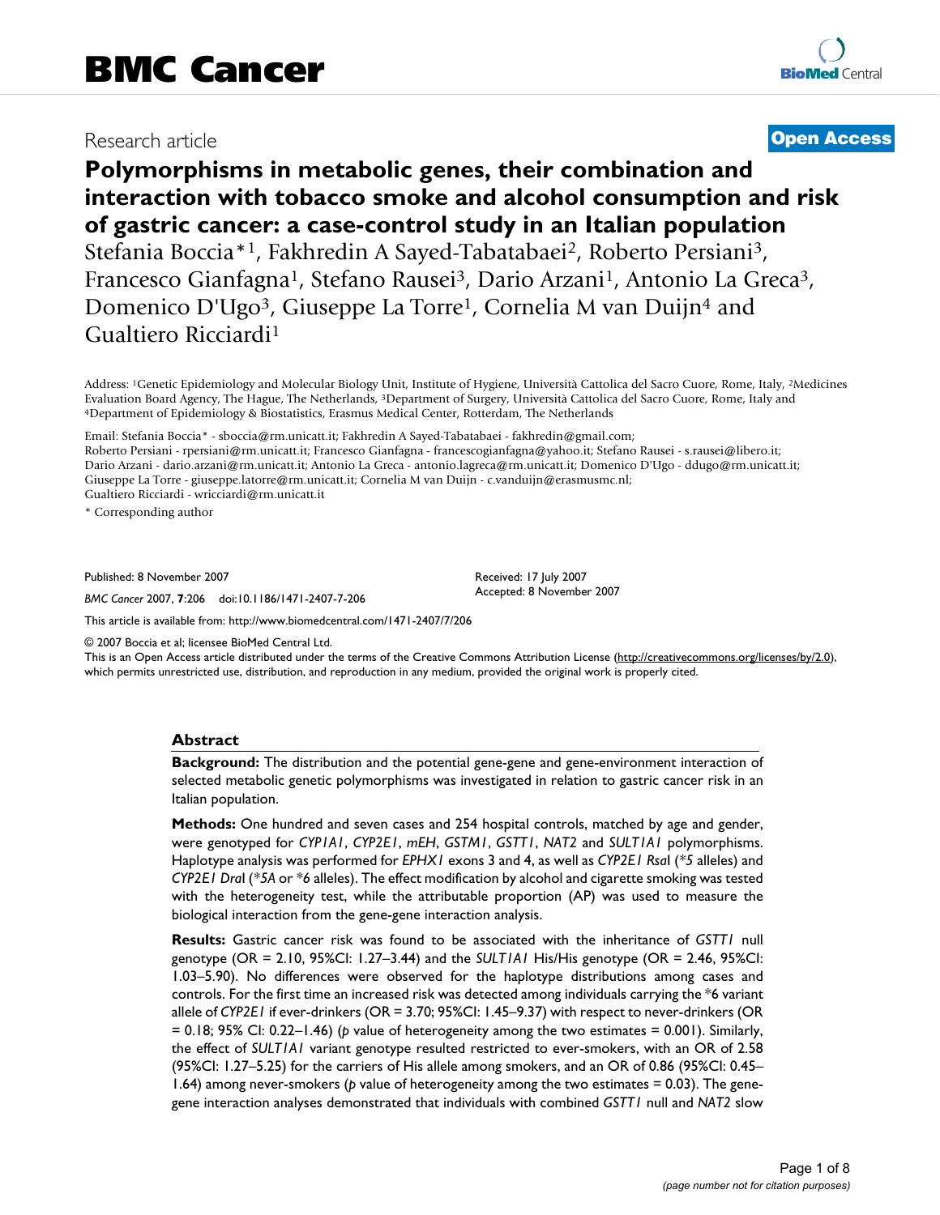# BMC Cancer

Research article

**Open Access**

# Polymorphisms in metabolic genes, their combination and interaction with tobacco smoke and alcohol consumption and risk of gastric cancer: a case-control study in an Italian population

Stefania Boccia*[1], Fakhredin A Sayed-Tabatabaei[2], Roberto Persiani[3], Francesco Gianfagna[1], Stefano Rausei[3], Dario Arzani[1], Antonio La Greca[3], Domenico D'Ugo[3], Giuseppe La Torre[1], Cornelia M van Duijn[4] and Gualtiero Ricciardi[1]

Address: [1]Genetic Epidemiology and Molecular Biology Unit, Institute of Hygiene, Università Cattolica del Sacro Cuore, Rome, Italy, [2]Medicines Evaluation Board Agency, The Hague, The Netherlands, [3]Department of Surgery, Università Cattolica del Sacro Cuore, Rome, Italy and [4]Department of Epidemiology & Biostatistics, Erasmus Medical Center, Rotterdam, The Netherlands

Email: Stefania Boccia* - sboccia@rm.unicatt.it; Fakhredin A Sayed-Tabatabaei - fakhredin@gmail.com; Roberto Persiani - rpersiani@rm.unicatt.it; Francesco Gianfagna - francescogianfagna@yahoo.it; Stefano Rausei - s.rausei@libero.it; Dario Arzani - dario.arzani@rm.unicatt.it; Antonio La Greca - antonio.lagreca@rm.unicatt.it; Domenico D'Ugo - ddugo@rm.unicatt.it; Giuseppe La Torre - giuseppe.latorre@rm.unicatt.it; Cornelia M van Duijn - c.vanduijn@erasmusmc.nl; Gualtiero Ricciardi - wricciardi@rm.unicatt.it

\* Corresponding author

Published: 8 November 2007

*BMC Cancer* 2007, **7**:206 doi:10.1186/1471-2407-7-206

Received: 17 July 2007
Accepted: 8 November 2007

This article is available from: http://www.biomedcentral.com/1471-2407/7/206

© 2007 Boccia et al; licensee BioMed Central Ltd.
This is an Open Access article distributed under the terms of the Creative Commons Attribution License (http://creativecommons.org/licenses/by/2.0), which permits unrestricted use, distribution, and reproduction in any medium, provided the original work is properly cited.

## Abstract

**Background:** The distribution and the potential gene-gene and gene-environment interaction of selected metabolic genetic polymorphisms was investigated in relation to gastric cancer risk in an Italian population.

**Methods:** One hundred and seven cases and 254 hospital controls, matched by age and gender, were genotyped for *CYP1A1*, *CYP2E1*, *mEH*, *GSTM1*, *GSTT1*, *NAT2* and *SULT1A1* polymorphisms. Haplotype analysis was performed for *EPHX1* exons 3 and 4, as well as *CYP2E1 RsaI* (*\*5* alleles) and *CYP2E1 DraI* (*\*5A* or *\*6* alleles). The effect modification by alcohol and cigarette smoking was tested with the heterogeneity test, while the attributable proportion (AP) was used to measure the biological interaction from the gene-gene interaction analysis.

**Results:** Gastric cancer risk was found to be associated with the inheritance of *GSTT1* null genotype (OR = 2.10, 95%CI: 1.27–3.44) and the *SULT1A1* His/His genotype (OR = 2.46, 95%CI: 1.03–5.90). No differences were observed for the haplotype distributions among cases and controls. For the first time an increased risk was detected among individuals carrying the \*6 variant allele of *CYP2E1* if ever-drinkers (OR = 3.70; 95%CI: 1.45–9.37) with respect to never-drinkers (OR = 0.18; 95% CI: 0.22–1.46) (*p* value of heterogeneity among the two estimates = 0.001). Similarly, the effect of *SULT1A1* variant genotype resulted restricted to ever-smokers, with an OR of 2.58 (95%CI: 1.27–5.25) for the carriers of His allele among smokers, and an OR of 0.86 (95%CI: 0.45–1.64) among never-smokers (*p* value of heterogeneity among the two estimates = 0.03). The gene-gene interaction analyses demonstrated that individuals with combined *GSTT1* null and *NAT2* slow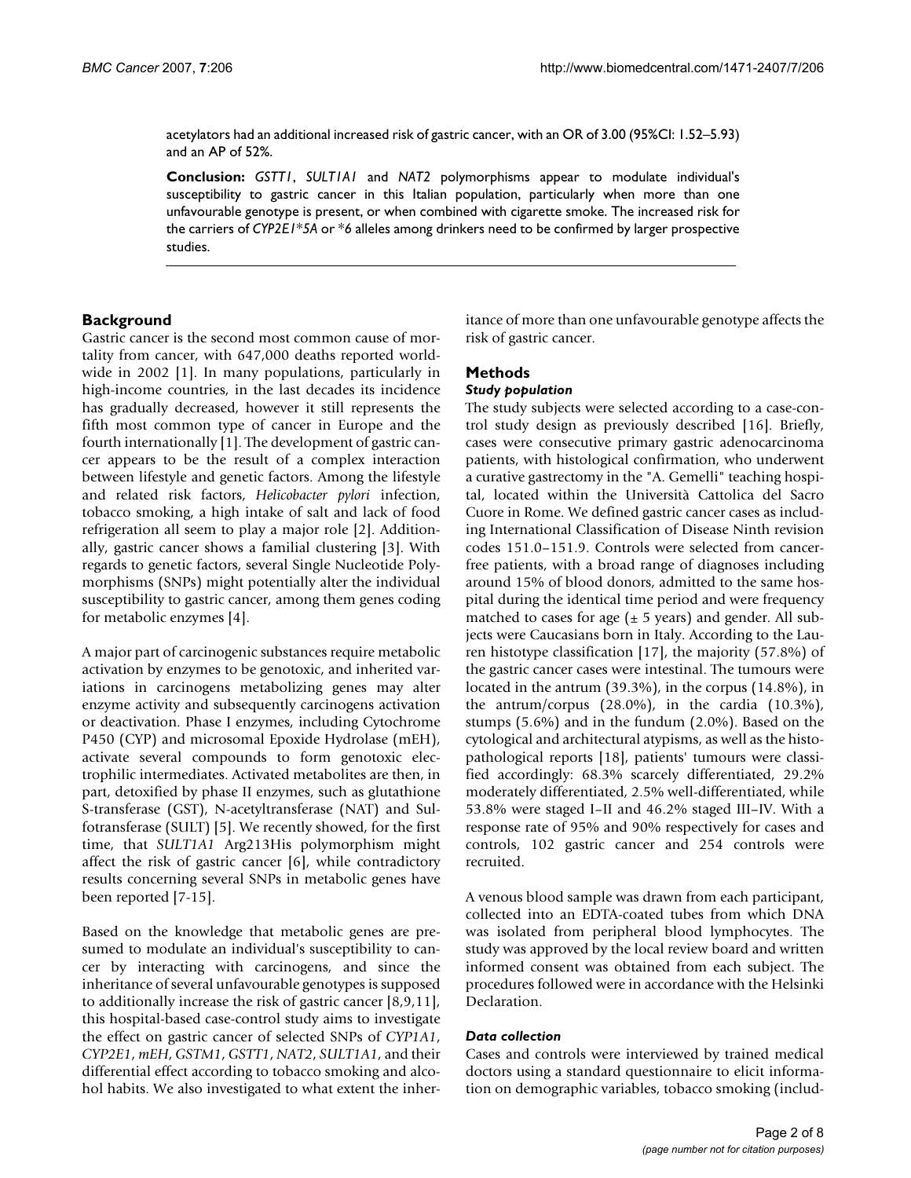acetylators had an additional increased risk of gastric cancer, with an OR of 3.00 (95%CI: 1.52–5.93) and an AP of 52%.

**Conclusion:** *GSTT1*, *SULT1A1* and *NAT2* polymorphisms appear to modulate individual's susceptibility to gastric cancer in this Italian population, particularly when more than one unfavourable genotype is present, or when combined with cigarette smoke. The increased risk for the carriers of *CYP2E1*5A* or *6 alleles among drinkers need to be confirmed by larger prospective studies.

## Background

Gastric cancer is the second most common cause of mortality from cancer, with 647,000 deaths reported worldwide in 2002 [1]. In many populations, particularly in high-income countries, in the last decades its incidence has gradually decreased, however it still represents the fifth most common type of cancer in Europe and the fourth internationally [1]. The development of gastric cancer appears to be the result of a complex interaction between lifestyle and genetic factors. Among the lifestyle and related risk factors, *Helicobacter pylori* infection, tobacco smoking, a high intake of salt and lack of food refrigeration all seem to play a major role [2]. Additionally, gastric cancer shows a familial clustering [3]. With regards to genetic factors, several Single Nucleotide Polymorphisms (SNPs) might potentially alter the individual susceptibility to gastric cancer, among them genes coding for metabolic enzymes [4].

A major part of carcinogenic substances require metabolic activation by enzymes to be genotoxic, and inherited variations in carcinogens metabolizing genes may alter enzyme activity and subsequently carcinogens activation or deactivation. Phase I enzymes, including Cytochrome P450 (CYP) and microsomal Epoxide Hydrolase (mEH), activate several compounds to form genotoxic electrophilic intermediates. Activated metabolites are then, in part, detoxified by phase II enzymes, such as glutathione S-transferase (GST), N-acetyltransferase (NAT) and Sulfotransferase (SULT) [5]. We recently showed, for the first time, that *SULT1A1* Arg213His polymorphism might affect the risk of gastric cancer [6], while contradictory results concerning several SNPs in metabolic genes have been reported [7-15].

Based on the knowledge that metabolic genes are presumed to modulate an individual's susceptibility to cancer by interacting with carcinogens, and since the inheritance of several unfavourable genotypes is supposed to additionally increase the risk of gastric cancer [8,9,11], this hospital-based case-control study aims to investigate the effect on gastric cancer of selected SNPs of *CYP1A1*, *CYP2E1*, *mEH*, *GSTM1*, *GSTT1*, *NAT2*, *SULT1A1*, and their differential effect according to tobacco smoking and alcohol habits. We also investigated to what extent the inheritance of more than one unfavourable genotype affects the risk of gastric cancer.

## Methods

### *Study population*

The study subjects were selected according to a case-control study design as previously described [16]. Briefly, cases were consecutive primary gastric adenocarcinoma patients, with histological confirmation, who underwent a curative gastrectomy in the "A. Gemelli" teaching hospital, located within the Università Cattolica del Sacro Cuore in Rome. We defined gastric cancer cases as including International Classification of Disease Ninth revision codes 151.0–151.9. Controls were selected from cancer-free patients, with a broad range of diagnoses including around 15% of blood donors, admitted to the same hospital during the identical time period and were frequency matched to cases for age (± 5 years) and gender. All subjects were Caucasians born in Italy. According to the Lauren histotype classification [17], the majority (57.8%) of the gastric cancer cases were intestinal. The tumours were located in the antrum (39.3%), in the corpus (14.8%), in the antrum/corpus (28.0%), in the cardia (10.3%), stumps (5.6%) and in the fundum (2.0%). Based on the cytological and architectural atypisms, as well as the histopathological reports [18], patients' tumours were classified accordingly: 68.3% scarcely differentiated, 29.2% moderately differentiated, 2.5% well-differentiated, while 53.8% were staged I–II and 46.2% staged III–IV. With a response rate of 95% and 90% respectively for cases and controls, 102 gastric cancer and 254 controls were recruited.

A venous blood sample was drawn from each participant, collected into an EDTA-coated tubes from which DNA was isolated from peripheral blood lymphocytes. The study was approved by the local review board and written informed consent was obtained from each subject. The procedures followed were in accordance with the Helsinki Declaration.

### *Data collection*

Cases and controls were interviewed by trained medical doctors using a standard questionnaire to elicit information on demographic variables, tobacco smoking (includ-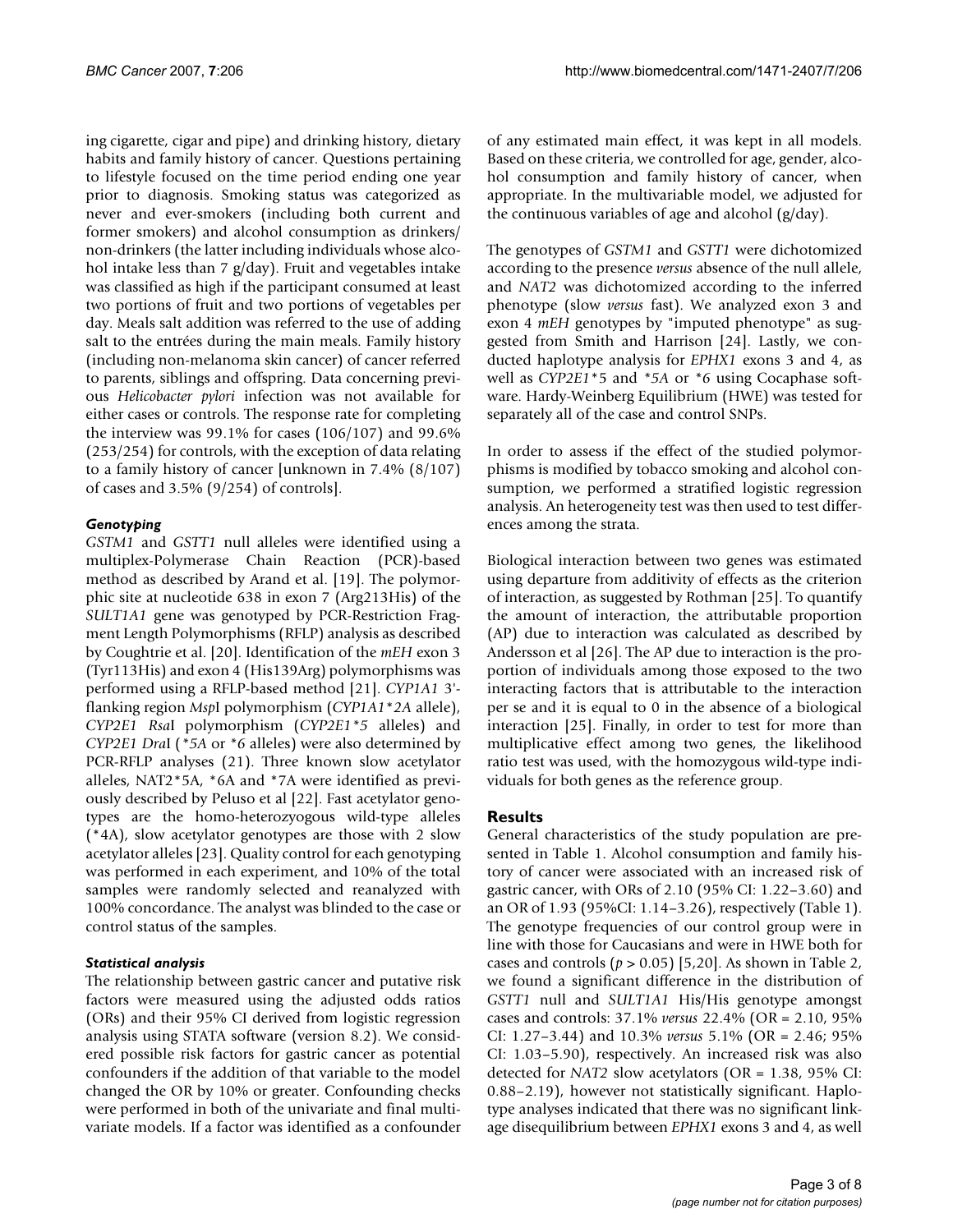ing cigarette, cigar and pipe) and drinking history, dietary habits and family history of cancer. Questions pertaining to lifestyle focused on the time period ending one year prior to diagnosis. Smoking status was categorized as never and ever-smokers (including both current and former smokers) and alcohol consumption as drinkers/ non-drinkers (the latter including individuals whose alcohol intake less than 7 g/day). Fruit and vegetables intake was classified as high if the participant consumed at least two portions of fruit and two portions of vegetables per day. Meals salt addition was referred to the use of adding salt to the entrées during the main meals. Family history (including non-melanoma skin cancer) of cancer referred to parents, siblings and offspring. Data concerning previous *Helicobacter pylori* infection was not available for either cases or controls. The response rate for completing the interview was 99.1% for cases (106/107) and 99.6% (253/254) for controls, with the exception of data relating to a family history of cancer [unknown in 7.4% (8/107) of cases and 3.5% (9/254) of controls].

### *Genotyping*

*GSTM1* and *GSTT1* null alleles were identified using a multiplex-Polymerase Chain Reaction (PCR)-based method as described by Arand et al. [19]. The polymorphic site at nucleotide 638 in exon 7 (Arg213His) of the *SULT1A1* gene was genotyped by PCR-Restriction Fragment Length Polymorphisms (RFLP) analysis as described by Coughtrie et al. [20]. Identification of the *mEH* exon 3 (Tyr113His) and exon 4 (His139Arg) polymorphisms was performed using a RFLP-based method [21]. *CYP1A1* 3'-flanking region *Msp*I polymorphism (*CYP1A1*2A* allele), *CYP2E1 Rsa*I polymorphism (*CYP2E1*5* alleles) and *CYP2E1 Dra*I (*5A* or *6 alleles) were also determined by PCR-RFLP analyses (21). Three known slow acetylator alleles, NAT2*5A, *6A and *7A were identified as previously described by Peluso et al [22]. Fast acetylator genotypes are the homo-heterozyogous wild-type alleles (*4A), slow acetylator genotypes are those with 2 slow acetylator alleles [23]. Quality control for each genotyping was performed in each experiment, and 10% of the total samples were randomly selected and reanalyzed with 100% concordance. The analyst was blinded to the case or control status of the samples.

### *Statistical analysis*

The relationship between gastric cancer and putative risk factors were measured using the adjusted odds ratios (ORs) and their 95% CI derived from logistic regression analysis using STATA software (version 8.2). We considered possible risk factors for gastric cancer as potential confounders if the addition of that variable to the model changed the OR by 10% or greater. Confounding checks were performed in both of the univariate and final multivariate models. If a factor was identified as a confounder of any estimated main effect, it was kept in all models. Based on these criteria, we controlled for age, gender, alcohol consumption and family history of cancer, when appropriate. In the multivariable model, we adjusted for the continuous variables of age and alcohol (g/day).

The genotypes of *GSTM1* and *GSTT1* were dichotomized according to the presence *versus* absence of the null allele, and *NAT2* was dichotomized according to the inferred phenotype (slow *versus* fast). We analyzed exon 3 and exon 4 *mEH* genotypes by "imputed phenotype" as suggested from Smith and Harrison [24]. Lastly, we conducted haplotype analysis for *EPHX1* exons 3 and 4, as well as *CYP2E1*5* and *5A or *6 using Cocaphase software. Hardy-Weinberg Equilibrium (HWE) was tested for separately all of the case and control SNPs.

In order to assess if the effect of the studied polymorphisms is modified by tobacco smoking and alcohol consumption, we performed a stratified logistic regression analysis. An heterogeneity test was then used to test differences among the strata.

Biological interaction between two genes was estimated using departure from additivity of effects as the criterion of interaction, as suggested by Rothman [25]. To quantify the amount of interaction, the attributable proportion (AP) due to interaction was calculated as described by Andersson et al [26]. The AP due to interaction is the proportion of individuals among those exposed to the two interacting factors that is attributable to the interaction per se and it is equal to 0 in the absence of a biological interaction [25]. Finally, in order to test for more than multiplicative effect among two genes, the likelihood ratio test was used, with the homozygous wild-type individuals for both genes as the reference group.

## Results

General characteristics of the study population are presented in Table 1. Alcohol consumption and family history of cancer were associated with an increased risk of gastric cancer, with ORs of 2.10 (95% CI: 1.22–3.60) and an OR of 1.93 (95%CI: 1.14–3.26), respectively (Table 1). The genotype frequencies of our control group were in line with those for Caucasians and were in HWE both for cases and controls ($p > 0.05$) [5,20]. As shown in Table 2, we found a significant difference in the distribution of *GSTT1* null and *SULT1A1* His/His genotype amongst cases and controls: 37.1% *versus* 22.4% (OR = 2.10, 95% CI: 1.27–3.44) and 10.3% *versus* 5.1% (OR = 2.46; 95% CI: 1.03–5.90), respectively. An increased risk was also detected for *NAT2* slow acetylators (OR = 1.38, 95% CI: 0.88–2.19), however not statistically significant. Haplotype analyses indicated that there was no significant linkage disequilibrium between *EPHX1* exons 3 and 4, as well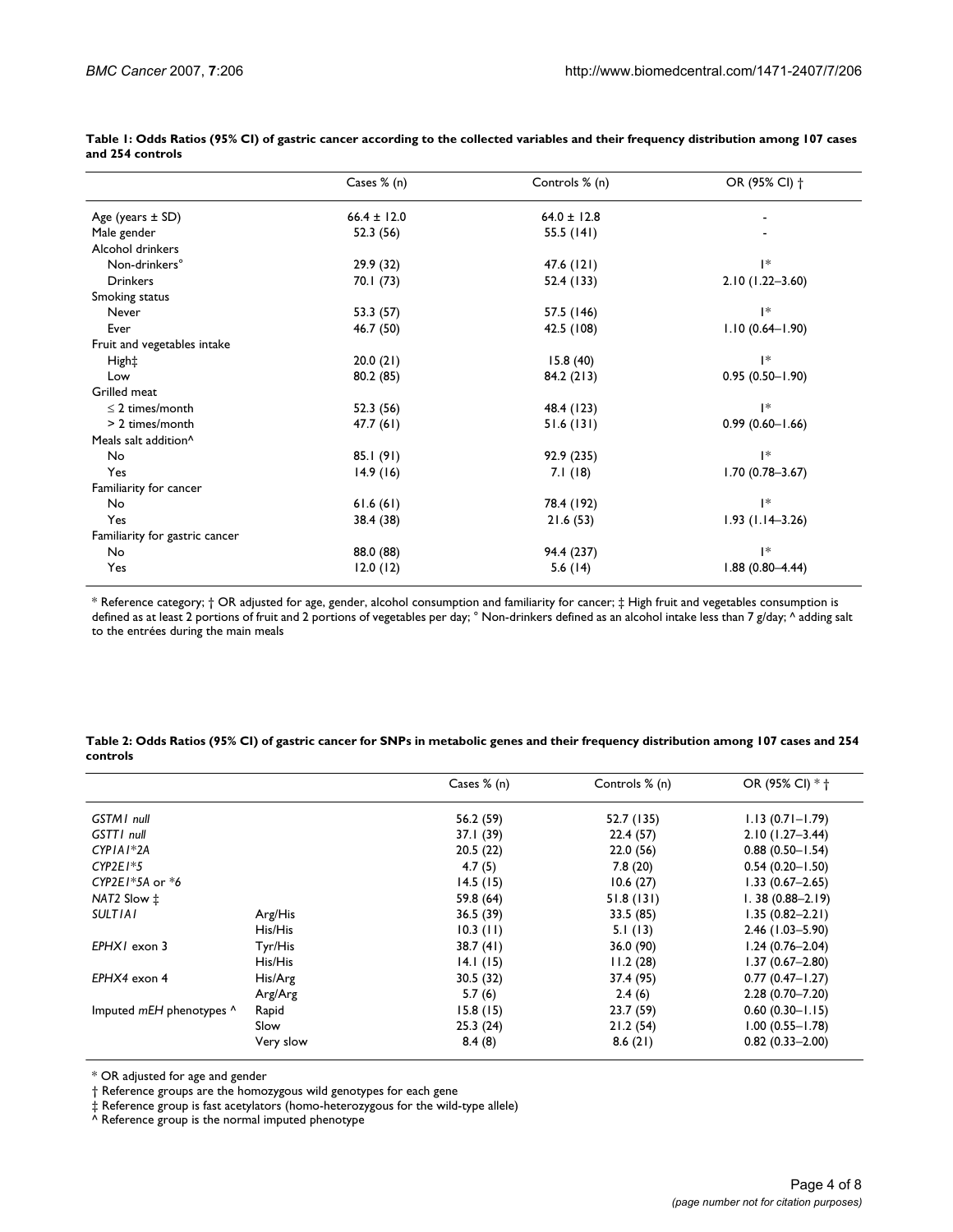**Table 1: Odds Ratios (95% CI) of gastric cancer according to the collected variables and their frequency distribution among 107 cases and 254 controls**

| | Cases % (n) | Controls % (n) | OR (95% CI) † |
|---|---|---|---|
| Age (years ± SD) | 66.4 ± 12.0 | 64.0 ± 12.8 | - |
| Male gender | 52.3 (56) | 55.5 (141) | - |
| Alcohol drinkers | | | |
| Non-drinkers° | 29.9 (32) | 47.6 (121) | 1* |
| Drinkers | 70.1 (73) | 52.4 (133) | 2.10 (1.22–3.60) |
| Smoking status | | | |
| Never | 53.3 (57) | 57.5 (146) | 1* |
| Ever | 46.7 (50) | 42.5 (108) | 1.10 (0.64–1.90) |
| Fruit and vegetables intake | | | |
| High‡ | 20.0 (21) | 15.8 (40) | 1* |
| Low | 80.2 (85) | 84.2 (213) | 0.95 (0.50–1.90) |
| Grilled meat | | | |
| ≤ 2 times/month | 52.3 (56) | 48.4 (123) | 1* |
| > 2 times/month | 47.7 (61) | 51.6 (131) | 0.99 (0.60–1.66) |
| Meals salt addition^ | | | |
| No | 85.1 (91) | 92.9 (235) | 1* |
| Yes | 14.9 (16) | 7.1 (18) | 1.70 (0.78–3.67) |
| Familiarity for cancer | | | |
| No | 61.6 (61) | 78.4 (192) | 1* |
| Yes | 38.4 (38) | 21.6 (53) | 1.93 (1.14–3.26) |
| Familiarity for gastric cancer | | | |
| No | 88.0 (88) | 94.4 (237) | 1* |
| Yes | 12.0 (12) | 5.6 (14) | 1.88 (0.80–4.44) |

* Reference category; † OR adjusted for age, gender, alcohol consumption and familiarity for cancer; ‡ High fruit and vegetables consumption is defined as at least 2 portions of fruit and 2 portions of vegetables per day; ° Non-drinkers defined as an alcohol intake less than 7 g/day; ^ adding salt to the entrées during the main meals

**Table 2: Odds Ratios (95% CI) of gastric cancer for SNPs in metabolic genes and their frequency distribution among 107 cases and 254 controls**

| | | Cases % (n) | Controls % (n) | OR (95% CI) * † |
|---|---|---|---|---|
| *GSTM1 null* | | 56.2 (59) | 52.7 (135) | 1.13 (0.71–1.79) |
| *GSTT1 null* | | 37.1 (39) | 22.4 (57) | 2.10 (1.27–3.44) |
| *CYP1A1*2A* | | 20.5 (22) | 22.0 (56) | 0.88 (0.50–1.54) |
| *CYP2E1*5* | | 4.7 (5) | 7.8 (20) | 0.54 (0.20–1.50) |
| *CYP2E1*5A* or *6 | | 14.5 (15) | 10.6 (27) | 1.33 (0.67–2.65) |
| *NAT2* Slow ‡ | | 59.8 (64) | 51.8 (131) | 1. 38 (0.88–2.19) |
| *SULT1A1* | Arg/His | 36.5 (39) | 33.5 (85) | 1.35 (0.82–2.21) |
| | His/His | 10.3 (11) | 5.1 (13) | 2.46 (1.03–5.90) |
| *EPHX1* exon 3 | Tyr/His | 38.7 (41) | 36.0 (90) | 1.24 (0.76–2.04) |
| | His/His | 14.1 (15) | 11.2 (28) | 1.37 (0.67–2.80) |
| *EPHX4* exon 4 | His/Arg | 30.5 (32) | 37.4 (95) | 0.77 (0.47–1.27) |
| | Arg/Arg | 5.7 (6) | 2.4 (6) | 2.28 (0.70–7.20) |
| Imputed *mEH* phenotypes ^ | Rapid | 15.8 (15) | 23.7 (59) | 0.60 (0.30–1.15) |
| | Slow | 25.3 (24) | 21.2 (54) | 1.00 (0.55–1.78) |
| | Very slow | 8.4 (8) | 8.6 (21) | 0.82 (0.33–2.00) |

* OR adjusted for age and gender
† Reference groups are the homozygous wild genotypes for each gene
‡ Reference group is fast acetylators (homo-heterozygous for the wild-type allele)
^ Reference group is the normal imputed phenotype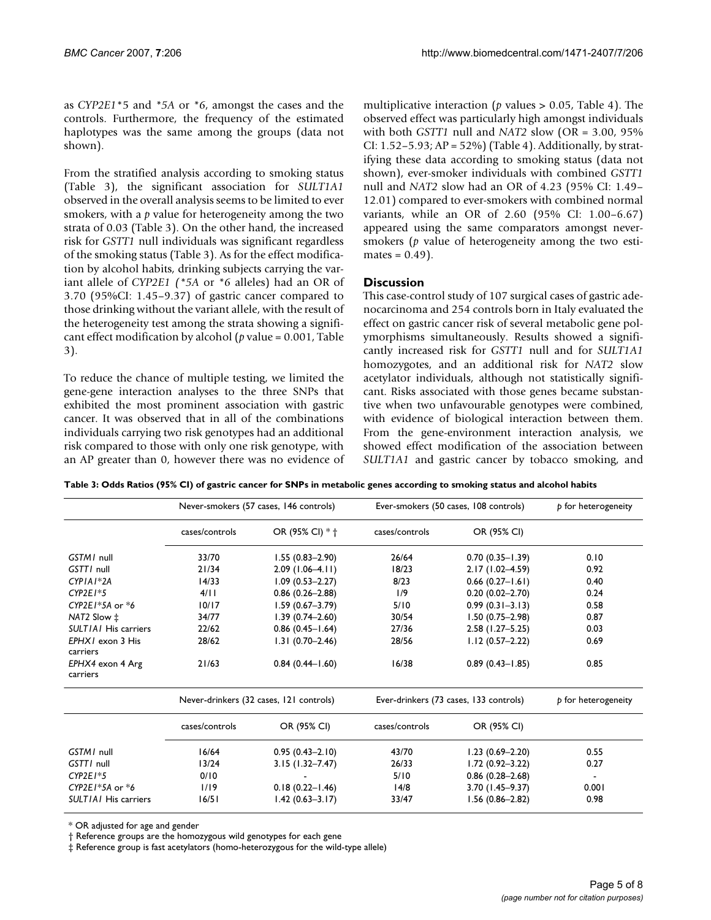as *CYP2E1*\*5 and *\*5A* or *\*6*, amongst the cases and the controls. Furthermore, the frequency of the estimated haplotypes was the same among the groups (data not shown).

From the stratified analysis according to smoking status (Table 3), the significant association for *SULT1A1* observed in the overall analysis seems to be limited to ever smokers, with a *p* value for heterogeneity among the two strata of 0.03 (Table 3). On the other hand, the increased risk for *GSTT1* null individuals was significant regardless of the smoking status (Table 3). As for the effect modification by alcohol habits, drinking subjects carrying the variant allele of *CYP2E1 (*5A* or *\*6* alleles) had an OR of 3.70 (95%CI: 1.45–9.37) of gastric cancer compared to those drinking without the variant allele, with the result of the heterogeneity test among the strata showing a significant effect modification by alcohol (*p* value = 0.001, Table 3).

To reduce the chance of multiple testing, we limited the gene-gene interaction analyses to the three SNPs that exhibited the most prominent association with gastric cancer. It was observed that in all of the combinations individuals carrying two risk genotypes had an additional risk compared to those with only one risk genotype, with an AP greater than 0, however there was no evidence of multiplicative interaction (*p* values > 0.05, Table 4). The observed effect was particularly high amongst individuals with both *GSTT1* null and *NAT2* slow (OR = 3.00, 95% CI: 1.52–5.93; AP = 52%) (Table 4). Additionally, by stratifying these data according to smoking status (data not shown), ever-smoker individuals with combined *GSTT1* null and *NAT2* slow had an OR of 4.23 (95% CI: 1.49–12.01) compared to ever-smokers with combined normal variants, while an OR of 2.60 (95% CI: 1.00–6.67) appeared using the same comparators amongst never-smokers (*p* value of heterogeneity among the two estimates = 0.49).

## Discussion

This case-control study of 107 surgical cases of gastric adenocarcinoma and 254 controls born in Italy evaluated the effect on gastric cancer risk of several metabolic gene polymorphisms simultaneously. Results showed a significantly increased risk for *GSTT1* null and for *SULT1A1* homozygotes, and an additional risk for *NAT2* slow acetylator individuals, although not statistically significant. Risks associated with those genes became substantive when two unfavourable genotypes were combined, with evidence of biological interaction between them. From the gene-environment interaction analysis, we showed effect modification of the association between *SULT1A1* and gastric cancer by tobacco smoking, and

**Table 3: Odds Ratios (95% CI) of gastric cancer for SNPs in metabolic genes according to smoking status and alcohol habits**

| | Never-smokers (57 cases, 146 controls) | | Ever-smokers (50 cases, 108 controls) | | *p* for heterogeneity |
|---|---|---|---|---|---|
| | cases/controls | OR (95% CI) * † | cases/controls | OR (95% CI) | |
| *GSTM1* null | 33/70 | 1.55 (0.83–2.90) | 26/64 | 0.70 (0.35–1.39) | 0.10 |
| *GSTT1* null | 21/34 | 2.09 (1.06–4.11) | 18/23 | 2.17 (1.02–4.59) | 0.92 |
| *CYP1A1*\*2A | 14/33 | 1.09 (0.53–2.27) | 8/23 | 0.66 (0.27–1.61) | 0.40 |
| *CYP2E1*\*5 | 4/11 | 0.86 (0.26–2.88) | 1/9 | 0.20 (0.02–2.70) | 0.24 |
| *CYP2E1*\*5A or \*6 | 10/17 | 1.59 (0.67–3.79) | 5/10 | 0.99 (0.31–3.13) | 0.58 |
| *NAT2* Slow ‡ | 34/77 | 1.39 (0.74–2.60) | 30/54 | 1.50 (0.75–2.98) | 0.87 |
| *SULT1A1* His carriers | 22/62 | 0.86 (0.45–1.64) | 27/36 | 2.58 (1.27–5.25) | 0.03 |
| *EPHX1* exon 3 His carriers | 28/62 | 1.31 (0.70–2.46) | 28/56 | 1.12 (0.57–2.22) | 0.69 |
| *EPHX4* exon 4 Arg carriers | 21/63 | 0.84 (0.44–1.60) | 16/38 | 0.89 (0.43–1.85) | 0.85 |
| | **Never-drinkers (32 cases, 121 controls)** | | **Ever-drinkers (73 cases, 133 controls)** | | ***p* for heterogeneity** |
| | cases/controls | OR (95% CI) | cases/controls | OR (95% CI) | |
| *GSTM1* null | 16/64 | 0.95 (0.43–2.10) | 43/70 | 1.23 (0.69–2.20) | 0.55 |
| *GSTT1* null | 13/24 | 3.15 (1.32–7.47) | 26/33 | 1.72 (0.92–3.22) | 0.27 |
| *CYP2E1*\*5 | 0/10 | - | 5/10 | 0.86 (0.28–2.68) | - |
| *CYP2E1*\*5A or \*6 | 1/19 | 0.18 (0.22–1.46) | 14/8 | 3.70 (1.45–9.37) | 0.001 |
| *SULT1A1* His carriers | 16/51 | 1.42 (0.63–3.17) | 33/47 | 1.56 (0.86–2.82) | 0.98 |

\* OR adjusted for age and gender
† Reference groups are the homozygous wild genotypes for each gene
‡ Reference group is fast acetylators (homo-heterozygous for the wild-type allele)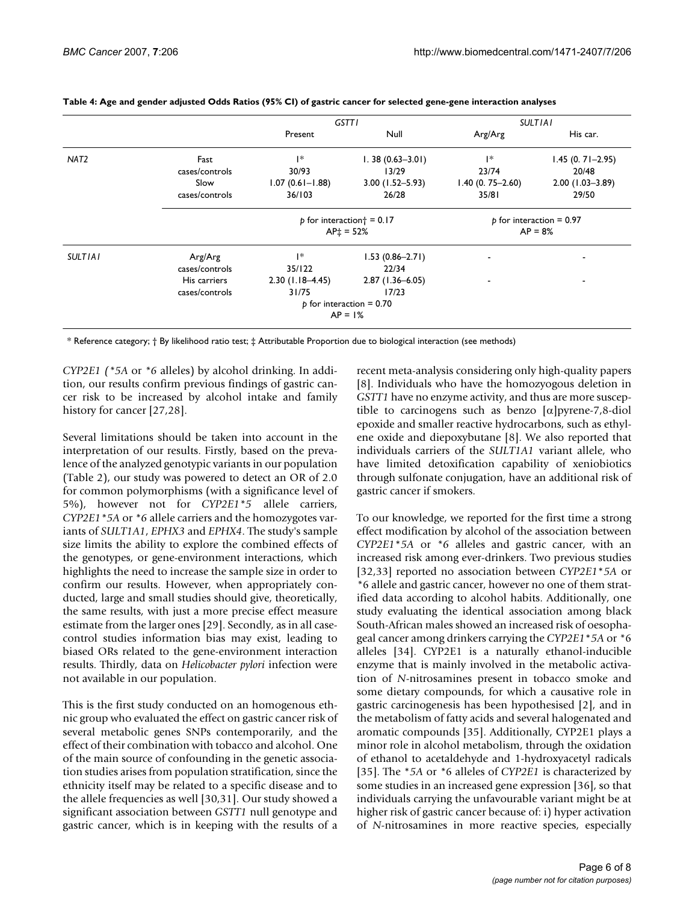**Table 4: Age and gender adjusted Odds Ratios (95% CI) of gastric cancer for selected gene-gene interaction analyses**

| | | *GSTT1* | | *SULT1A1* | |
|---|---|---|---|---|---|
| | | Present | Null | Arg/Arg | His car. |
| *NAT2* | Fast | 1* | 1. 38 (0.63–3.01) | 1* | 1.45 (0. 71–2.95) |
| | cases/controls | 30/93 | 13/29 | 23/74 | 20/48 |
| | Slow | 1.07 (0.61–1.88) | 3.00 (1.52–5.93) | 1.40 (0. 75–2.60) | 2.00 (1.03–3.89) |
| | cases/controls | 36/103 | 26/28 | 35/81 | 29/50 |
| | | *p* for interaction† = 0.17 AP‡ = 52% | | *p* for interaction = 0.97 AP = 8% | |
| *SULT1A1* | Arg/Arg | 1* | 1.53 (0.86–2.71) | - | - |
| | cases/controls | 35/122 | 22/34 | | |
| | His carriers | 2.30 (1.18–4.45) | 2.87 (1.36–6.05) | - | - |
| | cases/controls | 31/75 | 17/23 | | |
| | | *p* for interaction = 0.70 AP = 1% | | | |

* Reference category; † By likelihood ratio test; ‡ Attributable Proportion due to biological interaction (see methods)

*CYP2E1 (*5A* or **6* alleles) by alcohol drinking. In addition, our results confirm previous findings of gastric cancer risk to be increased by alcohol intake and family history for cancer [27,28].

Several limitations should be taken into account in the interpretation of our results. Firstly, based on the prevalence of the analyzed genotypic variants in our population (Table 2), our study was powered to detect an OR of 2.0 for common polymorphisms (with a significance level of 5%), however not for *CYP2E1*5* allele carriers, *CYP2E1*5A* or **6* allele carriers and the homozygotes variants of *SULT1A1*, *EPHX3* and *EPHX4*. The study's sample size limits the ability to explore the combined effects of the genotypes, or gene-environment interactions, which highlights the need to increase the sample size in order to confirm our results. However, when appropriately conducted, large and small studies should give, theoretically, the same results, with just a more precise effect measure estimate from the larger ones [29]. Secondly, as in all case-control studies information bias may exist, leading to biased ORs related to the gene-environment interaction results. Thirdly, data on *Helicobacter pylori* infection were not available in our population.

This is the first study conducted on an homogenous ethnic group who evaluated the effect on gastric cancer risk of several metabolic genes SNPs contemporarily, and the effect of their combination with tobacco and alcohol. One of the main source of confounding in the genetic association studies arises from population stratification, since the ethnicity itself may be related to a specific disease and to the allele frequencies as well [30,31]. Our study showed a significant association between *GSTT1* null genotype and gastric cancer, which is in keeping with the results of a recent meta-analysis considering only high-quality papers [8]. Individuals who have the homozyogous deletion in *GSTT1* have no enzyme activity, and thus are more susceptible to carcinogens such as benzo [α]pyrene-7,8-diol epoxide and smaller reactive hydrocarbons, such as ethylene oxide and diepoxybutane [8]. We also reported that individuals carriers of the *SULT1A1* variant allele, who have limited detoxification capability of xeniobiotics through sulfonate conjugation, have an additional risk of gastric cancer if smokers.

To our knowledge, we reported for the first time a strong effect modification by alcohol of the association between *CYP2E1*5A* or **6* alleles and gastric cancer, with an increased risk among ever-drinkers. Two previous studies [32,33] reported no association between *CYP2E1*5A* or **6* allele and gastric cancer, however no one of them stratified data according to alcohol habits. Additionally, one study evaluating the identical association among black South-African males showed an increased risk of oesophageal cancer among drinkers carrying the *CYP2E1*5A* or **6* alleles [34]. CYP2E1 is a naturally ethanol-inducible enzyme that is mainly involved in the metabolic activation of *N*-nitrosamines present in tobacco smoke and some dietary compounds, for which a causative role in gastric carcinogenesis has been hypothesised [2], and in the metabolism of fatty acids and several halogenated and aromatic compounds [35]. Additionally, CYP2E1 plays a minor role in alcohol metabolism, through the oxidation of ethanol to acetaldehyde and 1-hydroxyacetyl radicals [35]. The **5A* or **6* alleles of *CYP2E1* is characterized by some studies in an increased gene expression [36], so that individuals carrying the unfavourable variant might be at higher risk of gastric cancer because of: i) hyper activation of *N*-nitrosamines in more reactive species, especially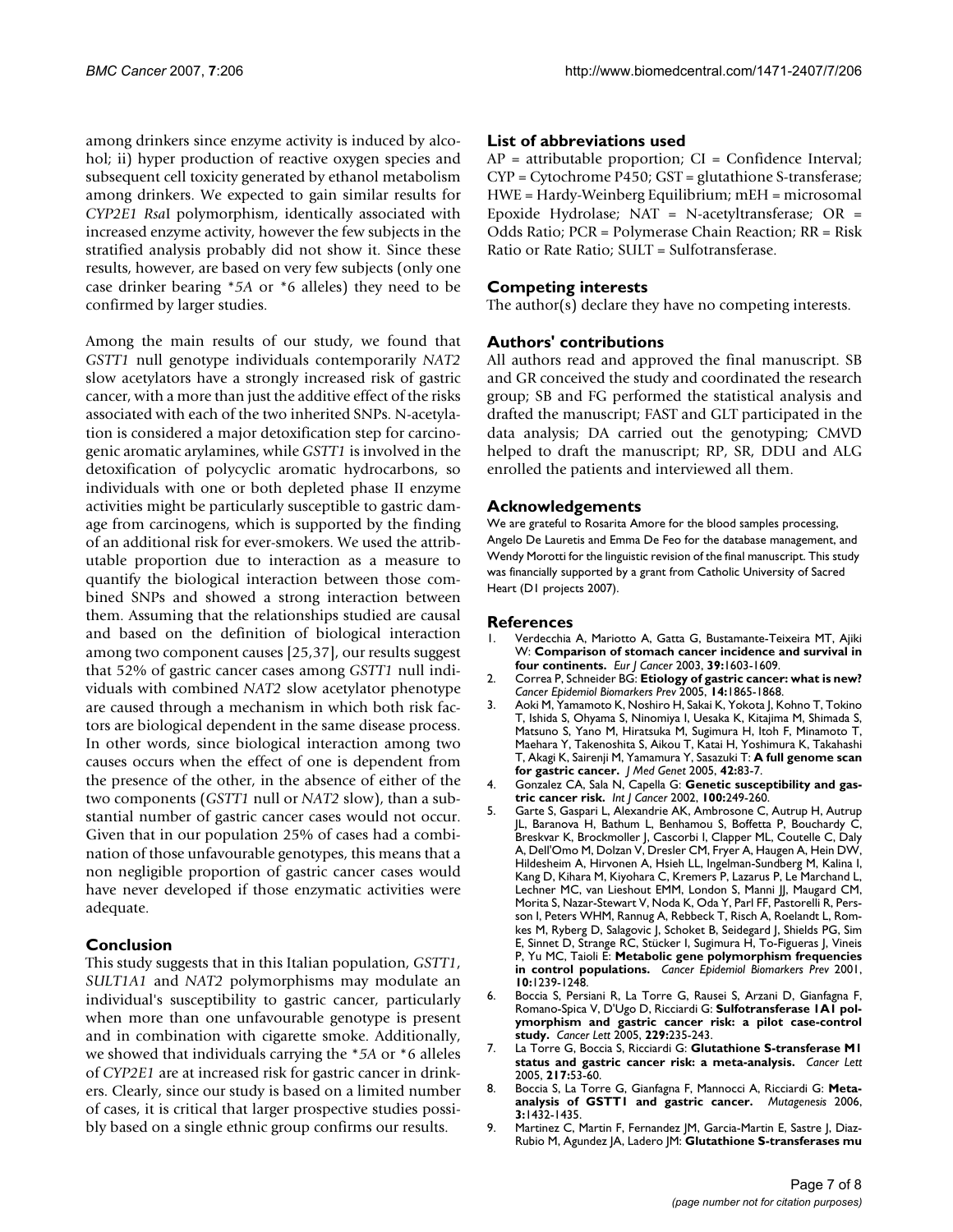among drinkers since enzyme activity is induced by alcohol; ii) hyper production of reactive oxygen species and subsequent cell toxicity generated by ethanol metabolism among drinkers. We expected to gain similar results for *CYP2E1 Rsa*I polymorphism, identically associated with increased enzyme activity, however the few subjects in the stratified analysis probably did not show it. Since these results, however, are based on very few subjects (only one case drinker bearing *\*5A* or \*6 alleles) they need to be confirmed by larger studies.

Among the main results of our study, we found that *GSTT1* null genotype individuals contemporarily *NAT2* slow acetylators have a strongly increased risk of gastric cancer, with a more than just the additive effect of the risks associated with each of the two inherited SNPs. N-acetylation is considered a major detoxification step for carcinogenic aromatic arylamines, while *GSTT1* is involved in the detoxification of polycyclic aromatic hydrocarbons, so individuals with one or both depleted phase II enzyme activities might be particularly susceptible to gastric damage from carcinogens, which is supported by the finding of an additional risk for ever-smokers. We used the attributable proportion due to interaction as a measure to quantify the biological interaction between those combined SNPs and showed a strong interaction between them. Assuming that the relationships studied are causal and based on the definition of biological interaction among two component causes [25,37], our results suggest that 52% of gastric cancer cases among *GSTT1* null individuals with combined *NAT2* slow acetylator phenotype are caused through a mechanism in which both risk factors are biological dependent in the same disease process. In other words, since biological interaction among two causes occurs when the effect of one is dependent from the presence of the other, in the absence of either of the two components (*GSTT1* null or *NAT2* slow), than a substantial number of gastric cancer cases would not occur. Given that in our population 25% of cases had a combination of those unfavourable genotypes, this means that a non negligible proportion of gastric cancer cases would have never developed if those enzymatic activities were adequate.

## Conclusion

This study suggests that in this Italian population, *GSTT1*, *SULT1A1* and *NAT2* polymorphisms may modulate an individual's susceptibility to gastric cancer, particularly when more than one unfavourable genotype is present and in combination with cigarette smoke. Additionally, we showed that individuals carrying the *\*5A* or \*6 alleles of *CYP2E1* are at increased risk for gastric cancer in drinkers. Clearly, since our study is based on a limited number of cases, it is critical that larger prospective studies possibly based on a single ethnic group confirms our results.

## List of abbreviations used

AP = attributable proportion; CI = Confidence Interval; CYP = Cytochrome P450; GST = glutathione S-transferase; HWE = Hardy-Weinberg Equilibrium; mEH = microsomal Epoxide Hydrolase; NAT = N-acetyltransferase; OR = Odds Ratio; PCR = Polymerase Chain Reaction; RR = Risk Ratio or Rate Ratio; SULT = Sulfotransferase.

## Competing interests

The author(s) declare they have no competing interests.

## Authors' contributions

All authors read and approved the final manuscript. SB and GR conceived the study and coordinated the research group; SB and FG performed the statistical analysis and drafted the manuscript; FAST and GLT participated in the data analysis; DA carried out the genotyping; CMVD helped to draft the manuscript; RP, SR, DDU and ALG enrolled the patients and interviewed all them.

## Acknowledgements

We are grateful to Rosarita Amore for the blood samples processing, Angelo De Lauretis and Emma De Feo for the database management, and Wendy Morotti for the linguistic revision of the final manuscript. This study was financially supported by a grant from Catholic University of Sacred Heart (D1 projects 2007).

## References

1. Verdecchia A, Mariotto A, Gatta G, Bustamante-Teixeira MT, Ajiki W: **Comparison of stomach cancer incidence and survival in four continents.** *Eur J Cancer* 2003, **39:**1603-1609.
2. Correa P, Schneider BG: **Etiology of gastric cancer: what is new?** *Cancer Epidemiol Biomarkers Prev* 2005, **14:**1865-1868.
3. Aoki M, Yamamoto K, Noshiro H, Sakai K, Yokota J, Kohno T, Tokino T, Ishida S, Ohyama S, Ninomiya I, Uesaka K, Kitajima M, Shimada S, Matsuno S, Yano M, Hiratsuka M, Sugimura H, Itoh F, Minamoto T, Maehara Y, Takenoshita S, Aikou T, Katai H, Yoshimura K, Takahashi T, Akagi K, Sairenji M, Yamamura Y, Sasazuki T: **A full genome scan for gastric cancer.** *J Med Genet* 2005, **42:**83-7.
4. Gonzalez CA, Sala N, Capella G: **Genetic susceptibility and gastric cancer risk.** *Int J Cancer* 2002, **100:**249-260.
5. Garte S, Gaspari L, Alexandrie AK, Ambrosone C, Autrup H, Autrup JL, Baranova H, Bathum L, Benhamou S, Boffetta P, Bouchardy C, Breskvar K, Brockmoller J, Cascorbi I, Clapper ML, Coutelle C, Daly A, Dell'Omo M, Dolzan V, Dresler CM, Fryer A, Haugen A, Hein DW, Hildesheim A, Hirvonen A, Hsieh LL, Ingelman-Sundberg M, Kalina I, Kang D, Kihara M, Kiyohara C, Kremers P, Lazarus P, Le Marchand L, Lechner MC, van Lieshout EMM, London S, Manni JJ, Maugard CM, Morita S, Nazar-Stewart V, Noda K, Oda Y, Parl FF, Pastorelli R, Persson I, Peters WHM, Rannug A, Rebbeck T, Risch A, Roelandt L, Romkes M, Ryberg D, Salagovic J, Schoket B, Seidegard J, Shields PG, Sim E, Sinnet D, Strange RC, Stücker I, Sugimura H, To-Figueras J, Vineis P, Yu MC, Taioli E: **Metabolic gene polymorphism frequencies in control populations.** *Cancer Epidemiol Biomarkers Prev* 2001, **10:**1239-1248.
6. Boccia S, Persiani R, La Torre G, Rausei S, Arzani D, Gianfagna F, Romano-Spica V, D'Ugo D, Ricciardi G: **Sulfotransferase 1A1 polymorphism and gastric cancer risk: a pilot case-control study.** *Cancer Lett* 2005, **229:**235-243.
7. La Torre G, Boccia S, Ricciardi G: **Glutathione S-transferase M1 status and gastric cancer risk: a meta-analysis.** *Cancer Lett* 2005, **217:**53-60.
8. Boccia S, La Torre G, Gianfagna F, Mannocci A, Ricciardi G: **Meta-analysis of GSTT1 and gastric cancer.** *Mutagenesis* 2006, **3:**1432-1435.
9. Martinez C, Martin F, Fernandez JM, Garcia-Martin E, Sastre J, Diaz-Rubio M, Agundez JA, Ladero JM: **Glutathione S-transferases mu**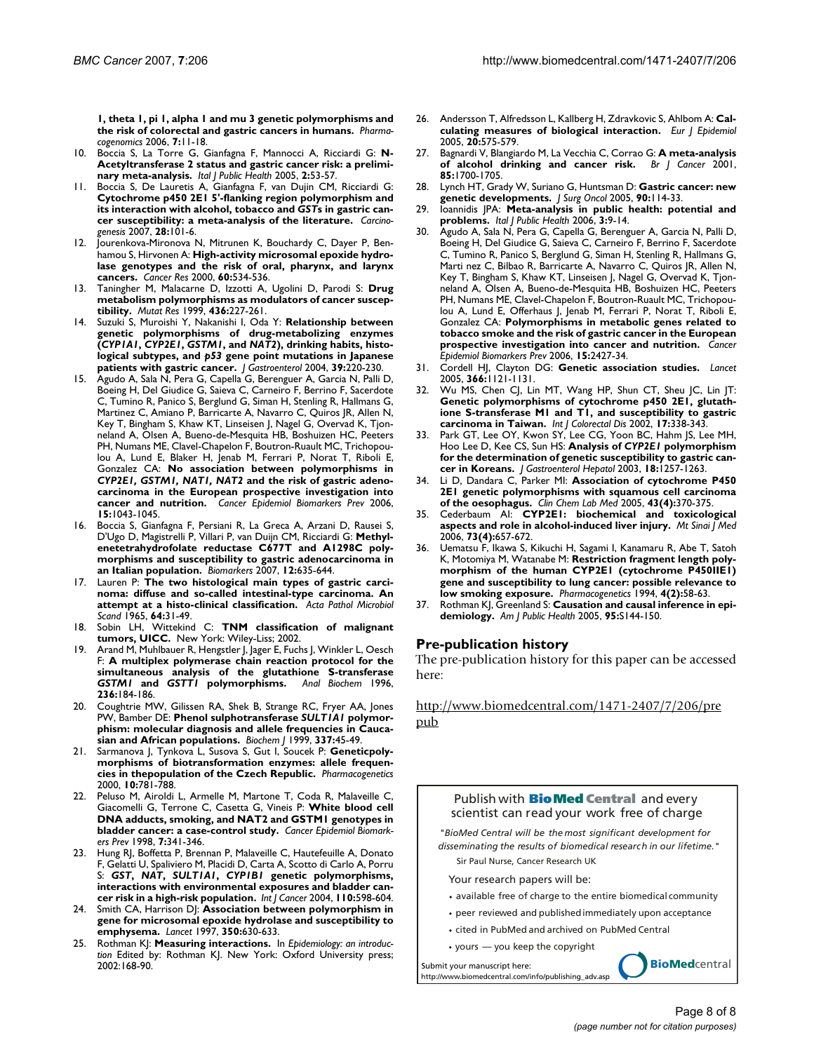**1, theta 1, pi 1, alpha 1 and mu 3 genetic polymorphisms and the risk of colorectal and gastric cancers in humans.** *Pharmacogenomics* 2006, **7:**11-18.

10. Boccia S, La Torre G, Gianfagna F, Mannocci A, Ricciardi G: **N-Acetyltransferase 2 status and gastric cancer risk: a preliminary meta-analysis.** *Ital J Public Health* 2005, **2:**53-57.
11. Boccia S, De Lauretis A, Gianfagna F, van Dujin CM, Ricciardi G: **Cytochrome p450 2E1 5'-flanking region polymorphism and its interaction with alcohol, tobacco and *GST*s in gastric cancer susceptibility: a meta-analysis of the literature.** *Carcinogenesis* 2007, **28:**101-6.
12. Jourenkova-Mironova N, Mitrunen K, Bouchardy C, Dayer P, Benhamou S, Hirvonen A: **High-activity microsomal epoxide hydrolase genotypes and the risk of oral, pharynx, and larynx cancers.** *Cancer Res* 2000, **60:**534-536.
13. Taningher M, Malacarne D, Izzotti A, Ugolini D, Parodi S: **Drug metabolism polymorphisms as modulators of cancer susceptibility.** *Mutat Res* 1999, **436:**227-261.
14. Suzuki S, Muroishi Y, Nakanishi I, Oda Y: **Relationship between genetic polymorphisms of drug-metabolizing enzymes (*CYP1A1*, *CYP2E1*, *GSTM1*, and *NAT2*), drinking habits, histological subtypes, and *p53* gene point mutations in Japanese patients with gastric cancer.** *J Gastroenterol* 2004, **39:**220-230.
15. Agudo A, Sala N, Pera G, Capella G, Berenguer A, Garcia N, Palli D, Boeing H, Del Giudice G, Saieva C, Carneiro F, Berrino F, Sacerdote C, Tumino R, Panico S, Berglund G, Siman H, Stenling R, Hallmans G, Martinez C, Amiano P, Barricarte A, Navarro C, Quiros JR, Allen N, Key T, Bingham S, Khaw KT, Linseisen J, Nagel G, Overvad K, Tjonneland A, Olsen A, Bueno-de-Mesquita HB, Boshuizen HC, Peeters PH, Numans ME, Clavel-Chapelon F, Boutron-Ruault MC, Trichopoulou A, Lund E, Blaker H, Jenab M, Ferrari P, Norat T, Riboli E, Gonzalez CA: **No association between polymorphisms in *CYP2E1, GSTM1, NAT1, NAT2* and the risk of gastric adenocarcinoma in the European prospective investigation into cancer and nutrition.** *Cancer Epidemiol Biomarkers Prev* 2006, **15:**1043-1045.
16. Boccia S, Gianfagna F, Persiani R, La Greca A, Arzani D, Rausei S, D'Ugo D, Magistrelli P, Villari P, van Duijn CM, Ricciardi G: **Methylenetetrahydrofolate reductase C677T and A1298C polymorphisms and susceptibility to gastric adenocarcinoma in an Italian population.** *Biomarkers* 2007, **12:**635-644.
17. Lauren P: **The two histological main types of gastric carcinoma: diffuse and so-called intestinal-type carcinoma. An attempt at a histo-clinical classification.** *Acta Pathol Microbiol Scand* 1965, **64:**31-49.
18. Sobin LH, Wittekind C: **TNM classification of malignant tumors, UICC.** New York: Wiley-Liss; 2002.
19. Arand M, Muhlbauer R, Hengstler J, Jager E, Fuchs J, Winkler L, Oesch F: **A multiplex polymerase chain reaction protocol for the simultaneous analysis of the glutathione S-transferase *GSTM1* and *GSTT1* polymorphisms.** *Anal Biochem* 1996, **236:**184-186.
20. Coughtrie MW, Gilissen RA, Shek B, Strange RC, Fryer AA, Jones PW, Bamber DE: **Phenol sulphotransferase *SULT1A1* polymorphism: molecular diagnosis and allele frequencies in Caucasian and African populations.** *Biochem J* 1999, **337:**45-49.
21. Sarmanova J, Tynkova L, Susova S, Gut I, Soucek P: **Geneticpolymorphisms of biotransformation enzymes: allele frequencies in thepopulation of the Czech Republic.** *Pharmacogenetics* 2000, **10:**781-788.
22. Peluso M, Airoldi L, Armelle M, Martone T, Coda R, Malaveille C, Giacomelli G, Terrone C, Casetta G, Vineis P: **White blood cell DNA adducts, smoking, and NAT2 and GSTM1 genotypes in bladder cancer: a case-control study.** *Cancer Epidemiol Biomarkers Prev* 1998, **7:**341-346.
23. Hung RJ, Boffetta P, Brennan P, Malaveille C, Hautefeuille A, Donato F, Gelatti U, Spaliviero M, Placidi D, Carta A, Scotto di Carlo A, Porru S: ***GST*, *NAT*, *SULT1A1*, *CYP1B1* genetic polymorphisms, interactions with environmental exposures and bladder cancer risk in a high-risk population.** *Int J Cancer* 2004, **110:**598-604.
24. Smith CA, Harrison DJ: **Association between polymorphism in gene for microsomal epoxide hydrolase and susceptibility to emphysema.** *Lancet* 1997, **350:**630-633.
25. Rothman KJ: **Measuring interactions.** In *Epidemiology: an introduction* Edited by: Rothman KJ. New York: Oxford University press; 2002:168-90.
26. Andersson T, Alfredsson L, Kallberg H, Zdravkovic S, Ahlbom A: **Calculating measures of biological interaction.** *Eur J Epidemiol* 2005, **20:**575-579.
27. Bagnardi V, Blangiardo M, La Vecchia C, Corrao G: **A meta-analysis of alcohol drinking and cancer risk.** *Br J Cancer* 2001, **85:**1700-1705.
28. Lynch HT, Grady W, Suriano G, Huntsman D: **Gastric cancer: new genetic developments.** *J Surg Oncol* 2005, **90:**114-33.
29. Ioannidis JPA: **Meta-analysis in public health: potential and problems.** *Ital J Public Health* 2006, **3:**9-14.
30. Agudo A, Sala N, Pera G, Capella G, Berenguer A, Garcia N, Palli D, Boeing H, Del Giudice G, Saieva C, Carneiro F, Berrino F, Sacerdote C, Tumino R, Panico S, Berglund G, Siman H, Stenling R, Hallmans G, Marti nez C, Bilbao R, Barricarte A, Navarro C, Quiros JR, Allen N, Key T, Bingham S, Khaw KT, Linseisen J, Nagel G, Overvad K, Tjonneland A, Olsen A, Bueno-de-Mesquita HB, Boshuizen HC, Peeters PH, Numans ME, Clavel-Chapelon F, Boutron-Ruault MC, Trichopoulou A, Lund E, Offerhaus J, Jenab M, Ferrari P, Norat T, Riboli E, Gonzalez CA: **Polymorphisms in metabolic genes related to tobacco smoke and the risk of gastric cancer in the European prospective investigation into cancer and nutrition.** *Cancer Epidemiol Biomarkers Prev* 2006, **15:**2427-34.
31. Cordell HJ, Clayton DG: **Genetic association studies.** *Lancet* 2005, **366:**1121-1131.
32. Wu MS, Chen CJ, Lin MT, Wang HP, Shun CT, Sheu JC, Lin JT: **Genetic polymorphisms of cytochrome p450 2E1, glutathione S-transferase M1 and T1, and susceptibility to gastric carcinoma in Taiwan.** *Int J Colorectal Dis* 2002, **17:**338-343.
33. Park GT, Lee OY, Kwon SY, Lee CG, Yoon BC, Hahm JS, Lee MH, Hoo Lee D, Kee CS, Sun HS: **Analysis of *CYP2E1* polymorphism for the determination of genetic susceptibility to gastric cancer in Koreans.** *J Gastroenterol Hepatol* 2003, **18:**1257-1263.
34. Li D, Dandara C, Parker MI: **Association of cytochrome P450 2E1 genetic polymorphisms with squamous cell carcinoma of the oesophagus.** *Clin Chem Lab Med* 2005, **43(4):**370-375.
35. Cederbaum AI: **CYP2E1: biochemical and toxicological aspects and role in alcohol-induced liver injury.** *Mt Sinai J Med* 2006, **73(4):**657-672.
36. Uematsu F, Ikawa S, Kikuchi H, Sagami I, Kanamaru R, Abe T, Satoh K, Motomiya M, Watanabe M: **Restriction fragment length polymorphism of the human CYP2E1 (cytochrome P450IIE1) gene and susceptibility to lung cancer: possible relevance to low smoking exposure.** *Pharmacogenetics* 1994, **4(2):**58-63.
37. Rothman KJ, Greenland S: **Causation and causal inference in epidemiology.** *Am J Public Health* 2005, **95:**S144-150.

## Pre-publication history

The pre-publication history for this paper can be accessed here:

http://www.biomedcentral.com/1471-2407/7/206/prepub

Publish with **BioMed Central** and every scientist can read your work free of charge

*"BioMed Central will be the most significant development for disseminating the results of biomedical research in our lifetime."*

Sir Paul Nurse, Cancer Research UK

Your research papers will be:

- available free of charge to the entire biomedical community
- peer reviewed and published immediately upon acceptance
- cited in PubMed and archived on PubMed Central
- yours — you keep the copyright

Submit your manuscript here:
http://www.biomedcentral.com/info/publishing_adv.asp

BioMedcentral